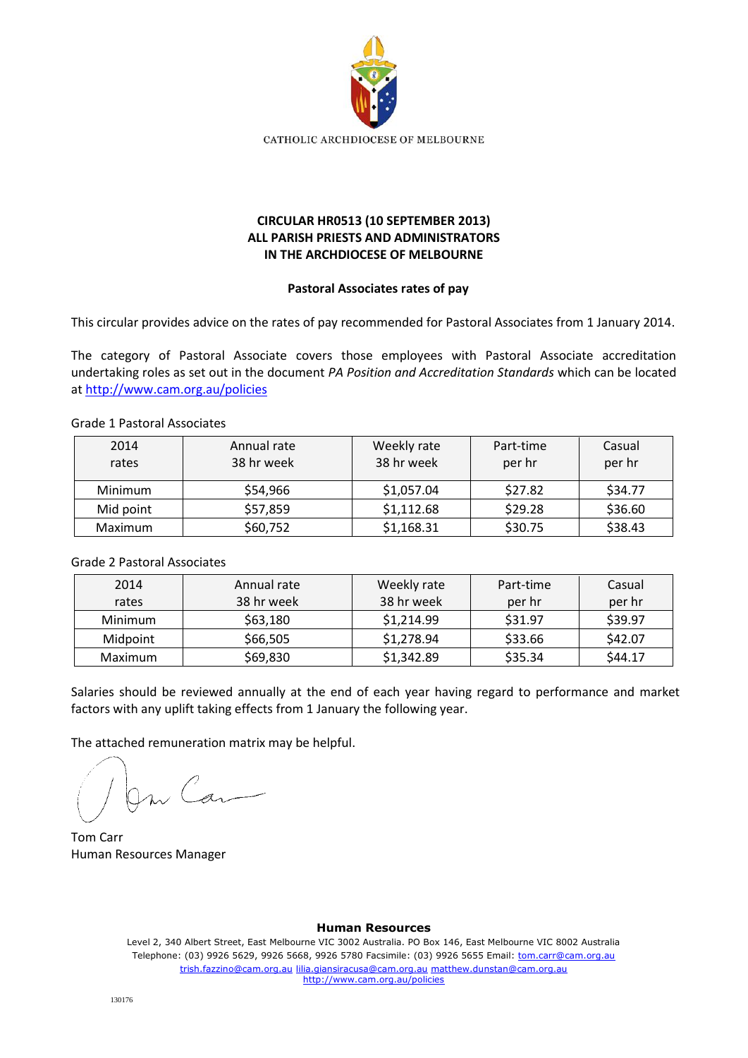CATHOLIC ARCHDIOCESE OF MELBOURNE

**CIRCULAR HR0513 (10 SEPTEMBER 2013)**
**ALL PARISH PRIESTS AND ADMINISTRATORS**
**IN THE ARCHDIOCESE OF MELBOURNE**

**Pastoral Associates rates of pay**

This circular provides advice on the rates of pay recommended for Pastoral Associates from 1 January 2014.

The category of Pastoral Associate covers those employees with Pastoral Associate accreditation undertaking roles as set out in the document *PA Position and Accreditation Standards* which can be located at http://www.cam.org.au/policies

Grade 1 Pastoral Associates

| 2014 rates | Annual rate 38 hr week | Weekly rate 38 hr week | Part-time per hr | Casual per hr |
|---|---|---|---|---|
| Minimum | $54,966 | $1,057.04 | $27.82 | $34.77 |
| Mid point | $57,859 | $1,112.68 | $29.28 | $36.60 |
| Maximum | $60,752 | $1,168.31 | $30.75 | $38.43 |

Grade 2 Pastoral Associates

| 2014 rates | Annual rate 38 hr week | Weekly rate 38 hr week | Part-time per hr | Casual per hr |
|---|---|---|---|---|
| Minimum | $63,180 | $1,214.99 | $31.97 | $39.97 |
| Midpoint | $66,505 | $1,278.94 | $33.66 | $42.07 |
| Maximum | $69,830 | $1,342.89 | $35.34 | $44.17 |

Salaries should be reviewed annually at the end of each year having regard to performance and market factors with any uplift taking effects from 1 January the following year.

The attached remuneration matrix may be helpful.

Tom Carr
Human Resources Manager

**Human Resources**
Level 2, 340 Albert Street, East Melbourne VIC 3002 Australia. PO Box 146, East Melbourne VIC 8002 Australia
Telephone: (03) 9926 5629, 9926 5668, 9926 5780 Facsimile: (03) 9926 5655 Email: tom.carr@cam.org.au
trish.fazzino@cam.org.au lilia.giansiracusa@cam.org.au matthew.dunstan@cam.org.au
http://www.cam.org.au/policies

130176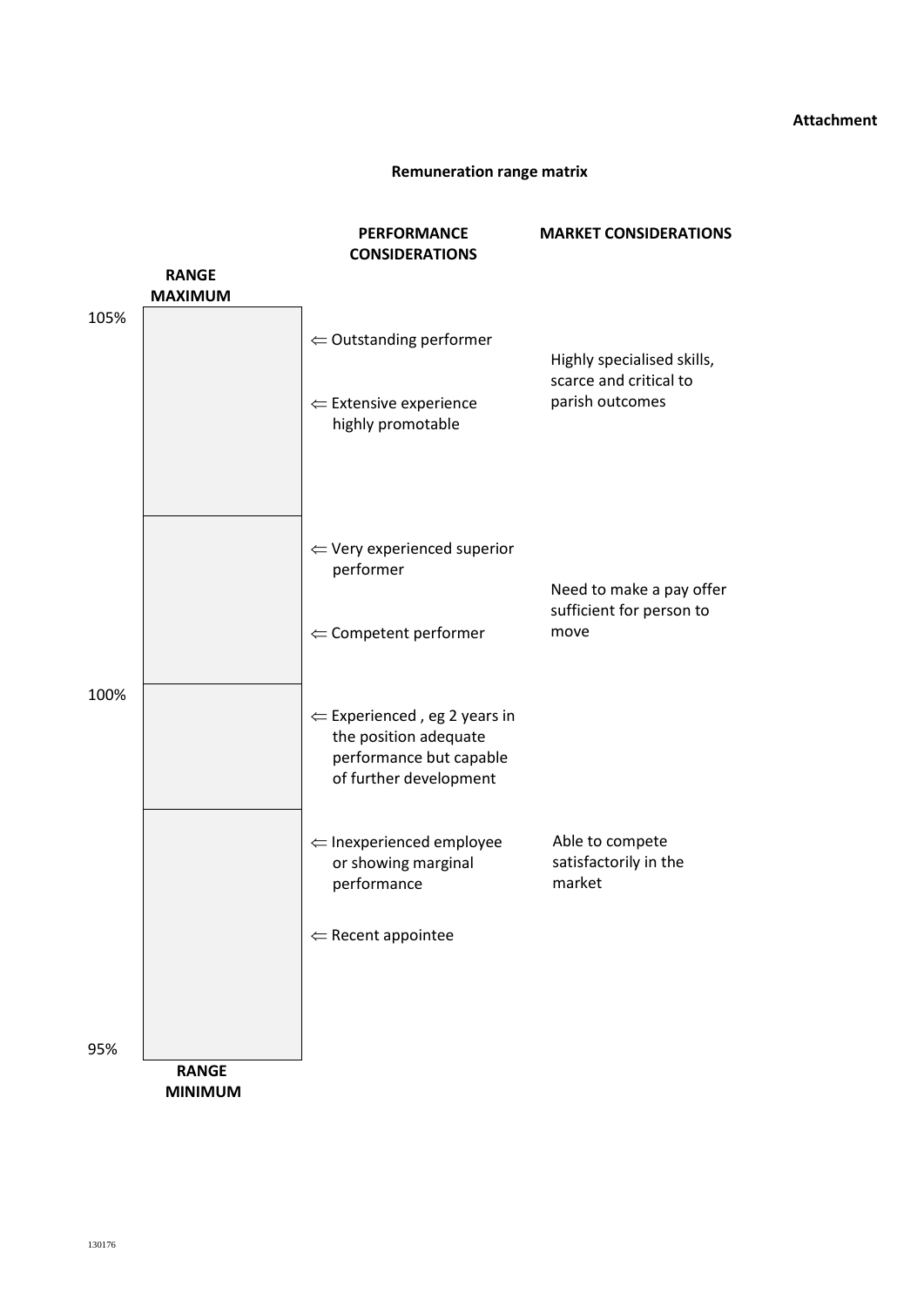**Attachment**

## Remuneration range matrix

**PERFORMANCE CONSIDERATIONS**

**MARKET CONSIDERATIONS**

**RANGE MAXIMUM**

105%

⇐ Outstanding performer

⇐ Extensive experience highly promotable

Highly specialised skills, scarce and critical to parish outcomes

⇐ Very experienced superior performer

⇐ Competent performer

Need to make a pay offer sufficient for person to move

100%

⇐ Experienced , eg 2 years in the position adequate performance but capable of further development

⇐ Inexperienced employee or showing marginal performance

⇐ Recent appointee

Able to compete satisfactorily in the market

95%

**RANGE MINIMUM**

130176